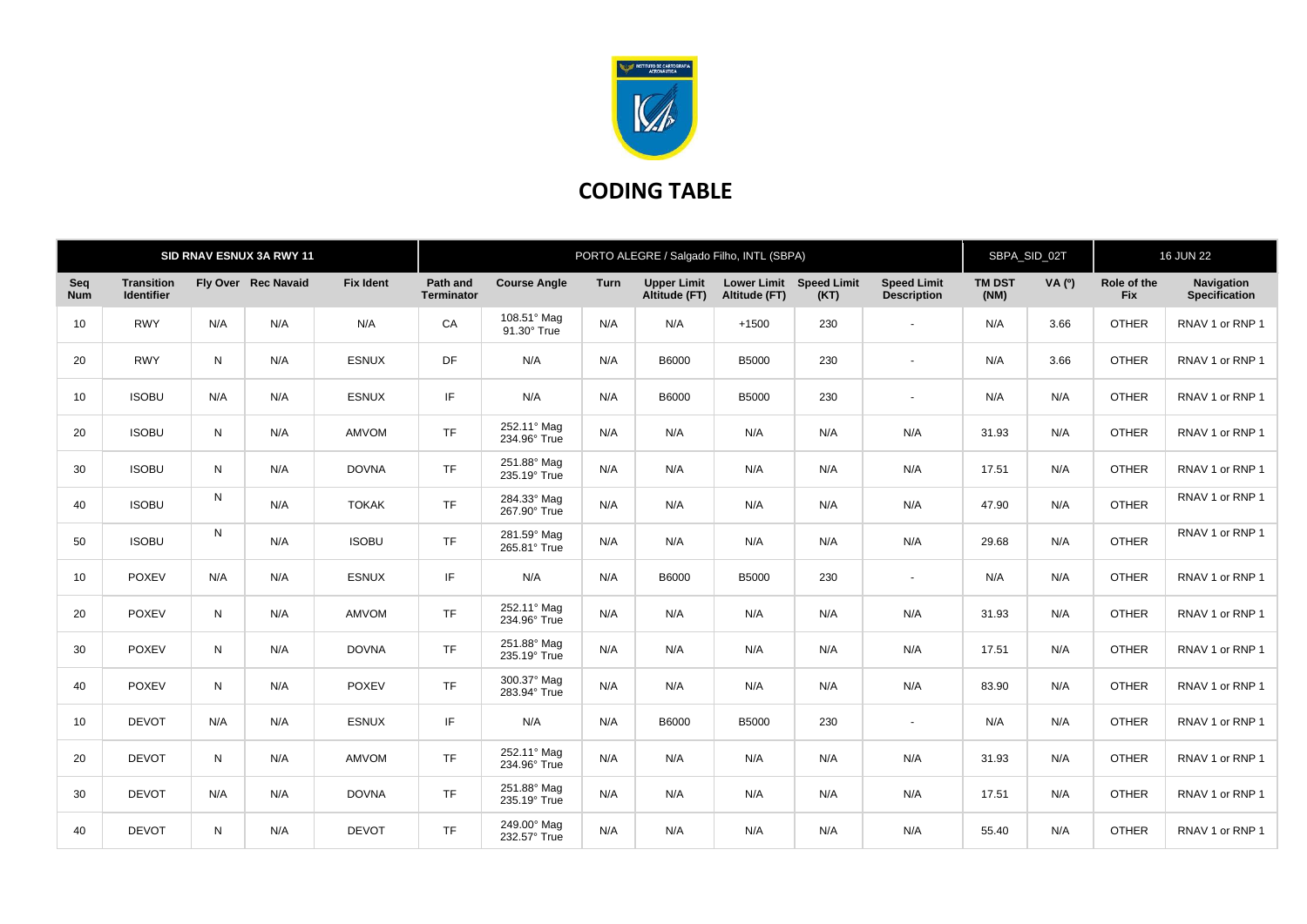## CODING TABLE

| SID RNAV ESNUX 3A RWY 11 | | | | | PORTO ALEGRE / Salgado Filho, INTL (SBPA) | | | | | | | SBPA_SID_02T | | 16 JUN 22 | |
|---|---|---|---|---|---|---|---|---|---|---|---|---|---|---|---|
| Seq Num | Transition Identifier | Fly Over | Rec Navaid | Fix Ident | Path and Terminator | Course Angle | Turn | Upper Limit Altitude (FT) | Lower Limit Altitude (FT) | Speed Limit (KT) | Speed Limit Description | TM DST (NM) | VA (º) | Role of the Fix | Navigation Specification |
| 10 | RWY | N/A | N/A | N/A | CA | 108.51° Mag 91.30° True | N/A | N/A | +1500 | 230 | - | N/A | 3.66 | OTHER | RNAV 1 or RNP 1 |
| 20 | RWY | N | N/A | ESNUX | DF | N/A | N/A | B6000 | B5000 | 230 | - | N/A | 3.66 | OTHER | RNAV 1 or RNP 1 |
| 10 | ISOBU | N/A | N/A | ESNUX | IF | N/A | N/A | B6000 | B5000 | 230 | - | N/A | N/A | OTHER | RNAV 1 or RNP 1 |
| 20 | ISOBU | N | N/A | AMVOM | TF | 252.11° Mag 234.96° True | N/A | N/A | N/A | N/A | N/A | 31.93 | N/A | OTHER | RNAV 1 or RNP 1 |
| 30 | ISOBU | N | N/A | DOVNA | TF | 251.88° Mag 235.19° True | N/A | N/A | N/A | N/A | N/A | 17.51 | N/A | OTHER | RNAV 1 or RNP 1 |
| 40 | ISOBU | N | N/A | TOKAK | TF | 284.33° Mag 267.90° True | N/A | N/A | N/A | N/A | N/A | 47.90 | N/A | OTHER | RNAV 1 or RNP 1 |
| 50 | ISOBU | N | N/A | ISOBU | TF | 281.59° Mag 265.81° True | N/A | N/A | N/A | N/A | N/A | 29.68 | N/A | OTHER | RNAV 1 or RNP 1 |
| 10 | POXEV | N/A | N/A | ESNUX | IF | N/A | N/A | B6000 | B5000 | 230 | - | N/A | N/A | OTHER | RNAV 1 or RNP 1 |
| 20 | POXEV | N | N/A | AMVOM | TF | 252.11° Mag 234.96° True | N/A | N/A | N/A | N/A | N/A | 31.93 | N/A | OTHER | RNAV 1 or RNP 1 |
| 30 | POXEV | N | N/A | DOVNA | TF | 251.88° Mag 235.19° True | N/A | N/A | N/A | N/A | N/A | 17.51 | N/A | OTHER | RNAV 1 or RNP 1 |
| 40 | POXEV | N | N/A | POXEV | TF | 300.37° Mag 283.94° True | N/A | N/A | N/A | N/A | N/A | 83.90 | N/A | OTHER | RNAV 1 or RNP 1 |
| 10 | DEVOT | N/A | N/A | ESNUX | IF | N/A | N/A | B6000 | B5000 | 230 | - | N/A | N/A | OTHER | RNAV 1 or RNP 1 |
| 20 | DEVOT | N | N/A | AMVOM | TF | 252.11° Mag 234.96° True | N/A | N/A | N/A | N/A | N/A | 31.93 | N/A | OTHER | RNAV 1 or RNP 1 |
| 30 | DEVOT | N/A | N/A | DOVNA | TF | 251.88° Mag 235.19° True | N/A | N/A | N/A | N/A | N/A | 17.51 | N/A | OTHER | RNAV 1 or RNP 1 |
| 40 | DEVOT | N | N/A | DEVOT | TF | 249.00° Mag 232.57° True | N/A | N/A | N/A | N/A | N/A | 55.40 | N/A | OTHER | RNAV 1 or RNP 1 |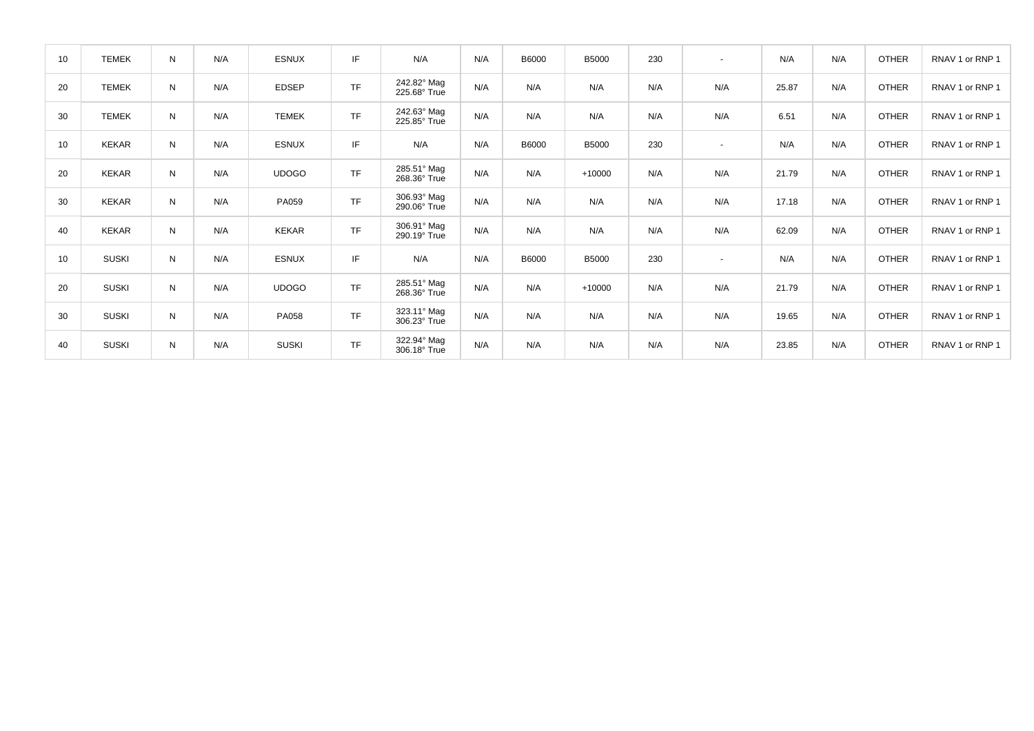| 10 | TEMEK | N | N/A | ESNUX | IF | N/A | N/A | B6000 | B5000 | 230 | - | N/A | N/A | OTHER | RNAV 1 or RNP 1 |
|---|---|---|---|---|---|---|---|---|---|---|---|---|---|---|---|
| 20 | TEMEK | N | N/A | EDSEP | TF | 242.82° Mag 225.68° True | N/A | N/A | N/A | N/A | N/A | 25.87 | N/A | OTHER | RNAV 1 or RNP 1 |
| 30 | TEMEK | N | N/A | TEMEK | TF | 242.63° Mag 225.85° True | N/A | N/A | N/A | N/A | N/A | 6.51 | N/A | OTHER | RNAV 1 or RNP 1 |
| 10 | KEKAR | N | N/A | ESNUX | IF | N/A | N/A | B6000 | B5000 | 230 | - | N/A | N/A | OTHER | RNAV 1 or RNP 1 |
| 20 | KEKAR | N | N/A | UDOGO | TF | 285.51° Mag 268.36° True | N/A | N/A | +10000 | N/A | N/A | 21.79 | N/A | OTHER | RNAV 1 or RNP 1 |
| 30 | KEKAR | N | N/A | PA059 | TF | 306.93° Mag 290.06° True | N/A | N/A | N/A | N/A | N/A | 17.18 | N/A | OTHER | RNAV 1 or RNP 1 |
| 40 | KEKAR | N | N/A | KEKAR | TF | 306.91° Mag 290.19° True | N/A | N/A | N/A | N/A | N/A | 62.09 | N/A | OTHER | RNAV 1 or RNP 1 |
| 10 | SUSKI | N | N/A | ESNUX | IF | N/A | N/A | B6000 | B5000 | 230 | - | N/A | N/A | OTHER | RNAV 1 or RNP 1 |
| 20 | SUSKI | N | N/A | UDOGO | TF | 285.51° Mag 268.36° True | N/A | N/A | +10000 | N/A | N/A | 21.79 | N/A | OTHER | RNAV 1 or RNP 1 |
| 30 | SUSKI | N | N/A | PA058 | TF | 323.11° Mag 306.23° True | N/A | N/A | N/A | N/A | N/A | 19.65 | N/A | OTHER | RNAV 1 or RNP 1 |
| 40 | SUSKI | N | N/A | SUSKI | TF | 322.94° Mag 306.18° True | N/A | N/A | N/A | N/A | N/A | 23.85 | N/A | OTHER | RNAV 1 or RNP 1 |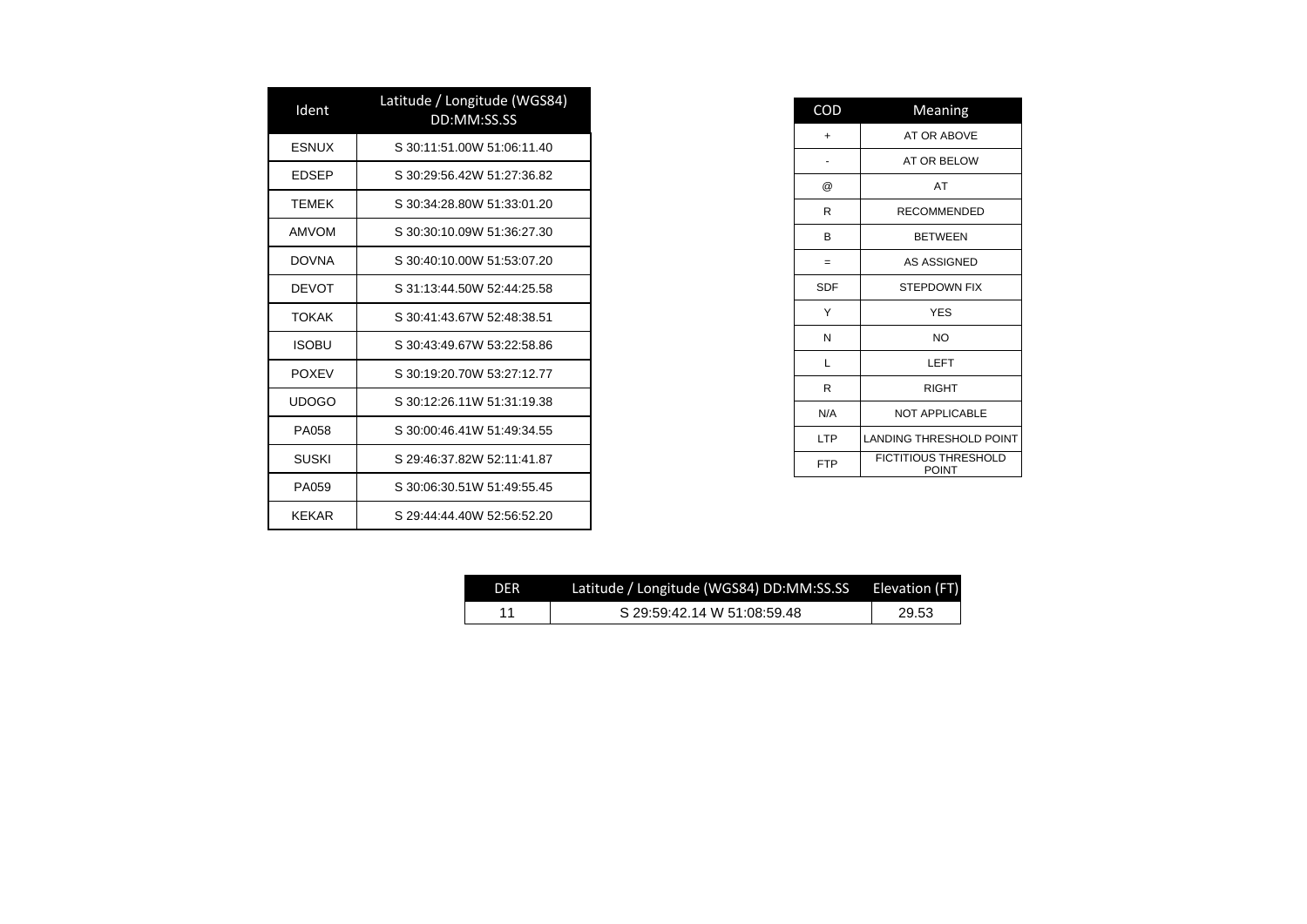| Ident | Latitude / Longitude (WGS84) DD:MM:SS.SS |
|---|---|
| ESNUX | S 30:11:51.00W 51:06:11.40 |
| EDSEP | S 30:29:56.42W 51:27:36.82 |
| TEMEK | S 30:34:28.80W 51:33:01.20 |
| AMVOM | S 30:30:10.09W 51:36:27.30 |
| DOVNA | S 30:40:10.00W 51:53:07.20 |
| DEVOT | S 31:13:44.50W 52:44:25.58 |
| TOKAK | S 30:41:43.67W 52:48:38.51 |
| ISOBU | S 30:43:49.67W 53:22:58.86 |
| POXEV | S 30:19:20.70W 53:27:12.77 |
| UDOGO | S 30:12:26.11W 51:31:19.38 |
| PA058 | S 30:00:46.41W 51:49:34.55 |
| SUSKI | S 29:46:37.82W 52:11:41.87 |
| PA059 | S 30:06:30.51W 51:49:55.45 |
| KEKAR | S 29:44:44.40W 52:56:52.20 |

| COD | Meaning |
|---|---|
| + | AT OR ABOVE |
| - | AT OR BELOW |
| @ | AT |
| R | RECOMMENDED |
| B | BETWEEN |
| = | AS ASSIGNED |
| SDF | STEPDOWN FIX |
| Y | YES |
| N | NO |
| L | LEFT |
| R | RIGHT |
| N/A | NOT APPLICABLE |
| LTP | LANDING THRESHOLD POINT |
| FTP | FICTITIOUS THRESHOLD POINT |

| DER | Latitude / Longitude (WGS84) DD:MM:SS.SS | Elevation (FT) |
|---|---|---|
| 11 | S 29:59:42.14 W 51:08:59.48 | 29.53 |